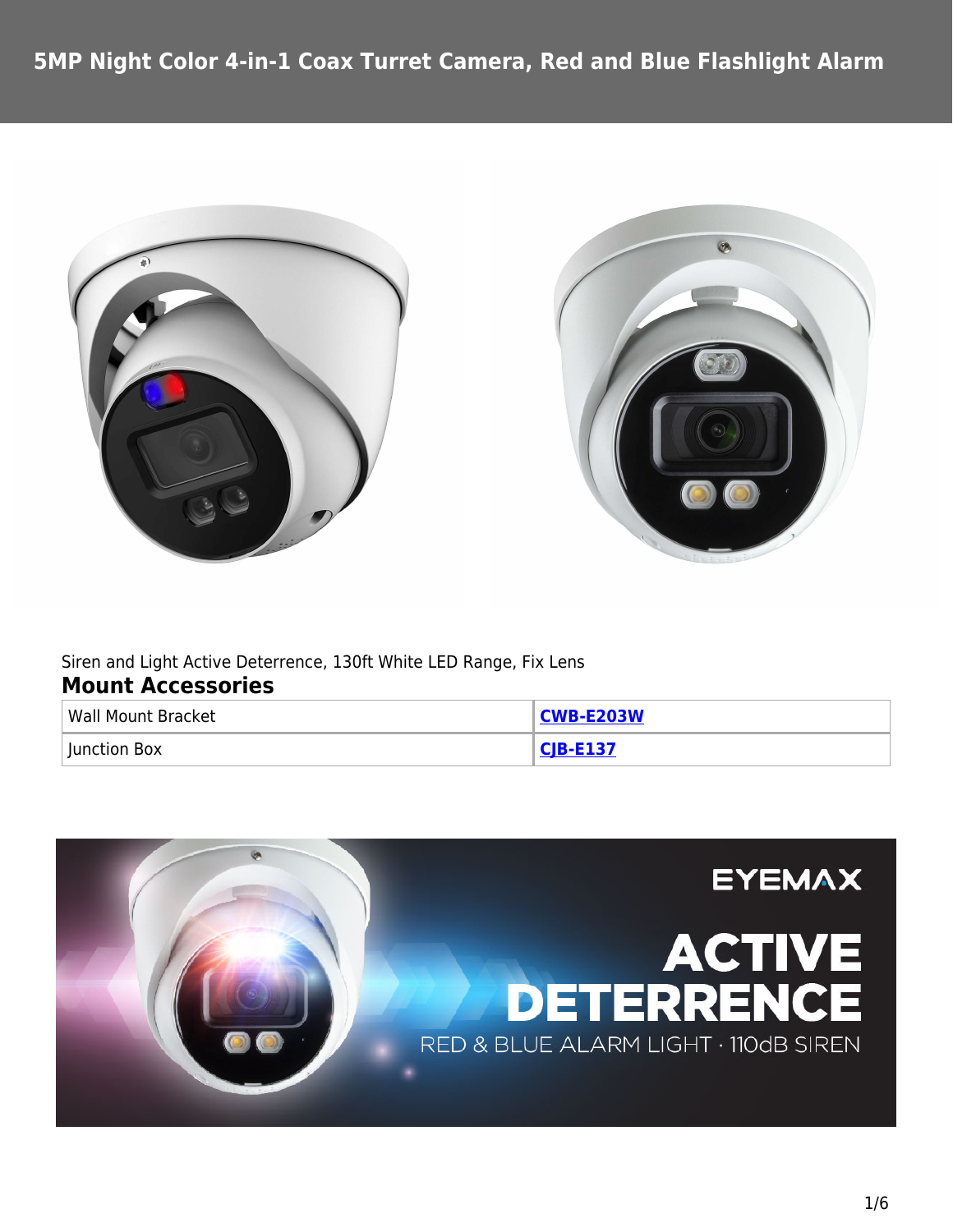# 5MP Night Color 4-in-1 Coax Turret Camera, Red and Blue Flashlight Alarm

Siren and Light Active Deterrence, 130ft White LED Range, Fix Lens

## Mount Accessories

| | |
|---|---|
| Wall Mount Bracket | **CWB-E203W** |
| Junction Box | **CJB-E137** |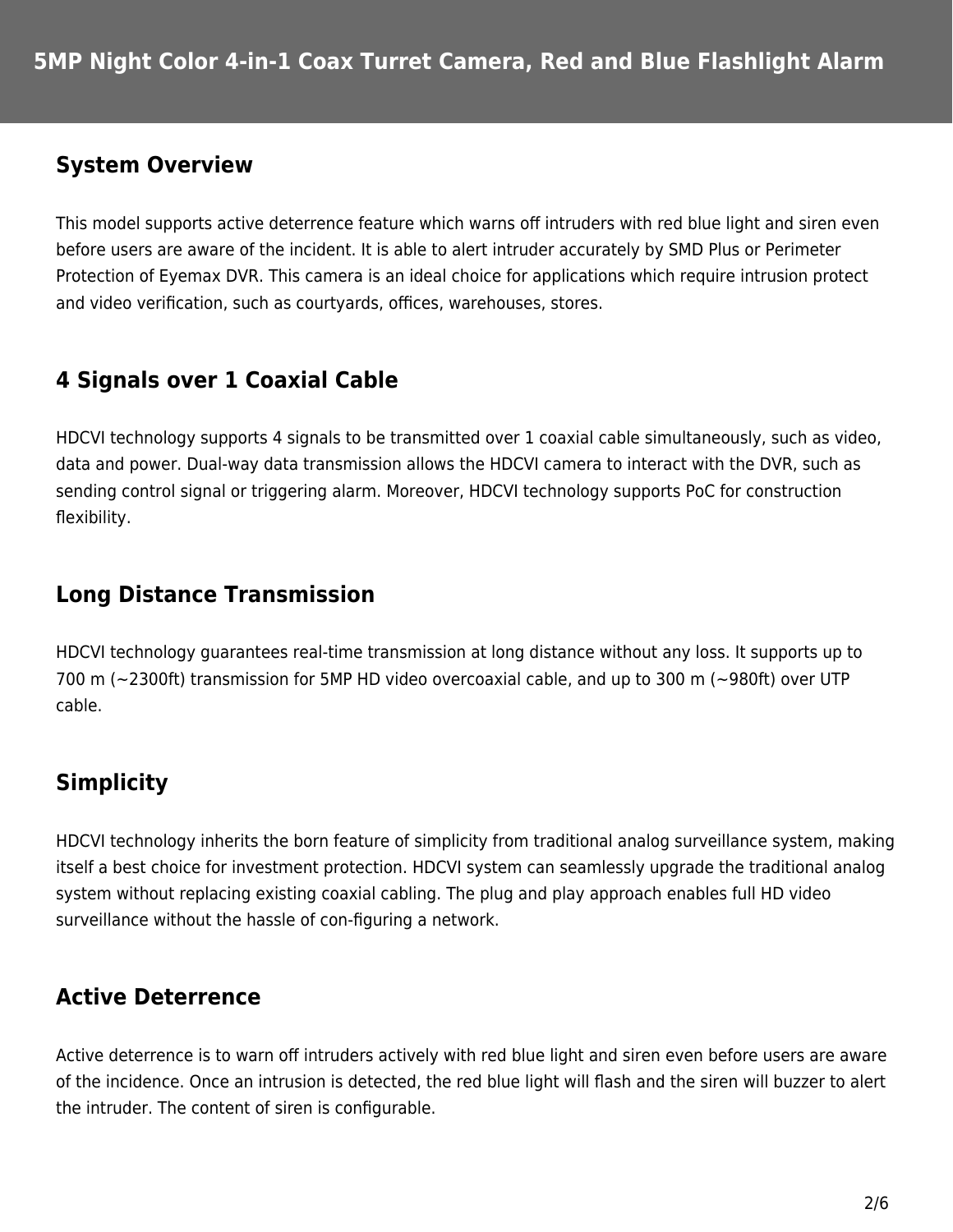# 5MP Night Color 4-in-1 Coax Turret Camera, Red and Blue Flashlight Alarm

## System Overview

This model supports active deterrence feature which warns off intruders with red blue light and siren even before users are aware of the incident. It is able to alert intruder accurately by SMD Plus or Perimeter Protection of Eyemax DVR. This camera is an ideal choice for applications which require intrusion protect and video verification, such as courtyards, offices, warehouses, stores.

## 4 Signals over 1 Coaxial Cable

HDCVI technology supports 4 signals to be transmitted over 1 coaxial cable simultaneously, such as video, data and power. Dual-way data transmission allows the HDCVI camera to interact with the DVR, such as sending control signal or triggering alarm. Moreover, HDCVI technology supports PoC for construction flexibility.

## Long Distance Transmission

HDCVI technology guarantees real-time transmission at long distance without any loss. It supports up to 700 m (~2300ft) transmission for 5MP HD video overcoaxial cable, and up to 300 m (~980ft) over UTP cable.

## Simplicity

HDCVI technology inherits the born feature of simplicity from traditional analog surveillance system, making itself a best choice for investment protection. HDCVI system can seamlessly upgrade the traditional analog system without replacing existing coaxial cabling. The plug and play approach enables full HD video surveillance without the hassle of con-figuring a network.

## Active Deterrence

Active deterrence is to warn off intruders actively with red blue light and siren even before users are aware of the incidence. Once an intrusion is detected, the red blue light will flash and the siren will buzzer to alert the intruder. The content of siren is configurable.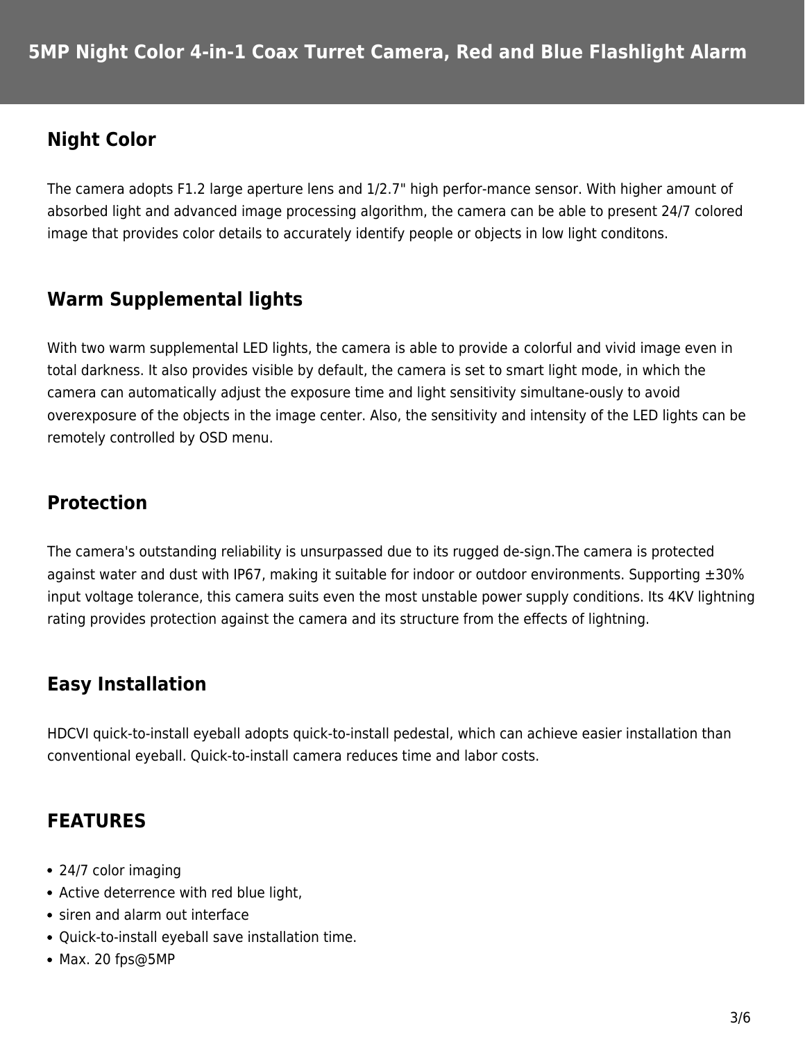# 5MP Night Color 4-in-1 Coax Turret Camera, Red and Blue Flashlight Alarm

## Night Color

The camera adopts F1.2 large aperture lens and 1/2.7" high perfor-mance sensor. With higher amount of absorbed light and advanced image processing algorithm, the camera can be able to present 24/7 colored image that provides color details to accurately identify people or objects in low light conditons.

## Warm Supplemental lights

With two warm supplemental LED lights, the camera is able to provide a colorful and vivid image even in total darkness. It also provides visible by default, the camera is set to smart light mode, in which the camera can automatically adjust the exposure time and light sensitivity simultane-ously to avoid overexposure of the objects in the image center. Also, the sensitivity and intensity of the LED lights can be remotely controlled by OSD menu.

## Protection

The camera's outstanding reliability is unsurpassed due to its rugged de-sign.The camera is protected against water and dust with IP67, making it suitable for indoor or outdoor environments. Supporting ±30% input voltage tolerance, this camera suits even the most unstable power supply conditions. Its 4KV lightning rating provides protection against the camera and its structure from the effects of lightning.

## Easy Installation

HDCVI quick-to-install eyeball adopts quick-to-install pedestal, which can achieve easier installation than conventional eyeball. Quick-to-install camera reduces time and labor costs.

## FEATURES

- 24/7 color imaging
- Active deterrence with red blue light,
- siren and alarm out interface
- Quick-to-install eyeball save installation time.
- Max. 20 fps@5MP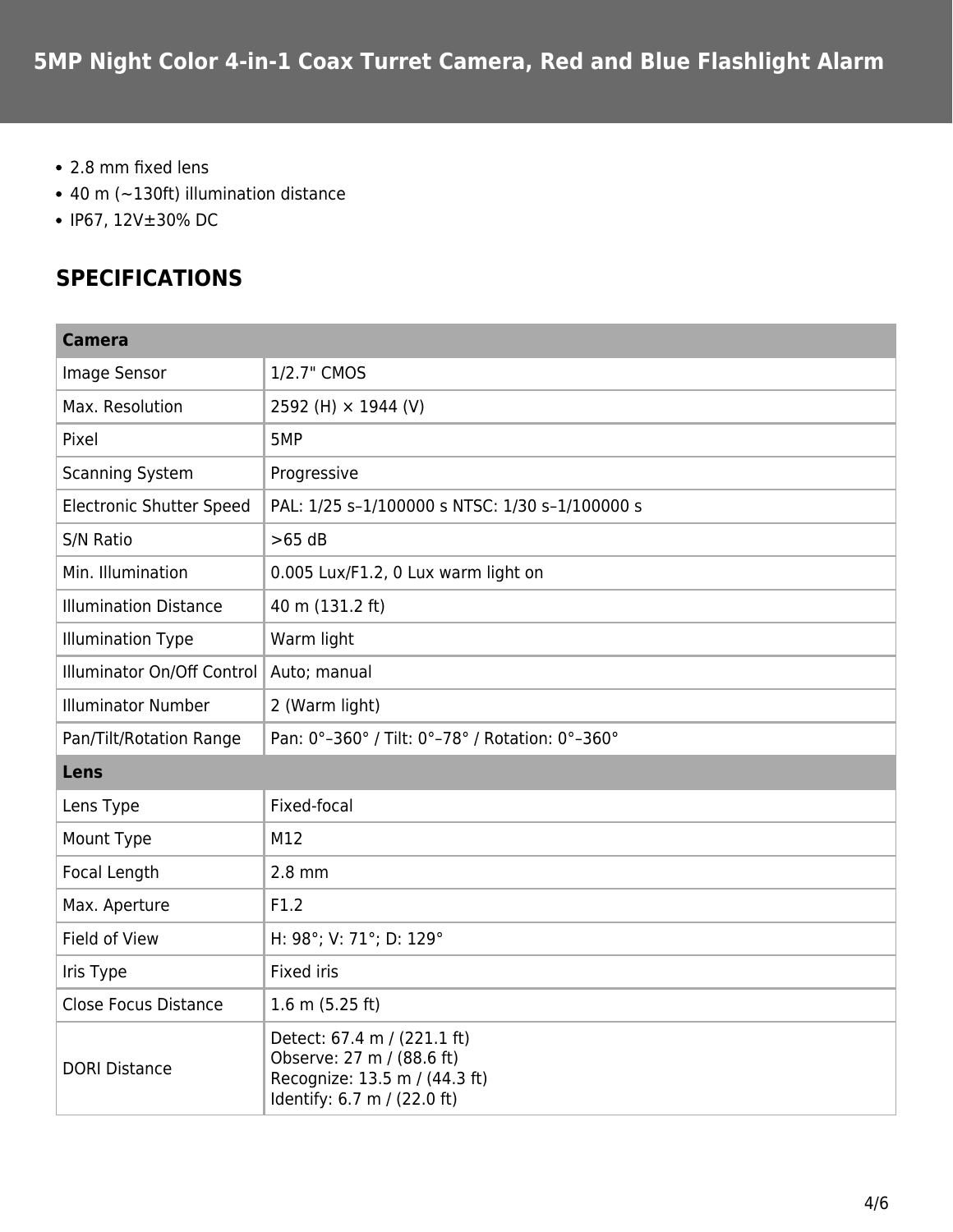# 5MP Night Color 4-in-1 Coax Turret Camera, Red and Blue Flashlight Alarm

- 2.8 mm fixed lens
- 40 m (~130ft) illumination distance
- IP67, 12V±30% DC

## SPECIFICATIONS

| **Camera** | |
|---|---|
| Image Sensor | 1/2.7" CMOS |
| Max. Resolution | 2592 (H) × 1944 (V) |
| Pixel | 5MP |
| Scanning System | Progressive |
| Electronic Shutter Speed | PAL: 1/25 s–1/100000 s NTSC: 1/30 s–1/100000 s |
| S/N Ratio | >65 dB |
| Min. Illumination | 0.005 Lux/F1.2, 0 Lux warm light on |
| Illumination Distance | 40 m (131.2 ft) |
| Illumination Type | Warm light |
| Illuminator On/Off Control | Auto; manual |
| Illuminator Number | 2 (Warm light) |
| Pan/Tilt/Rotation Range | Pan: 0°–360° / Tilt: 0°–78° / Rotation: 0°–360° |
| **Lens** | |
| Lens Type | Fixed-focal |
| Mount Type | M12 |
| Focal Length | 2.8 mm |
| Max. Aperture | F1.2 |
| Field of View | H: 98°; V: 71°; D: 129° |
| Iris Type | Fixed iris |
| Close Focus Distance | 1.6 m (5.25 ft) |
| DORI Distance | Detect: 67.4 m / (221.1 ft)<br>Observe: 27 m / (88.6 ft)<br>Recognize: 13.5 m / (44.3 ft)<br>Identify: 6.7 m / (22.0 ft) |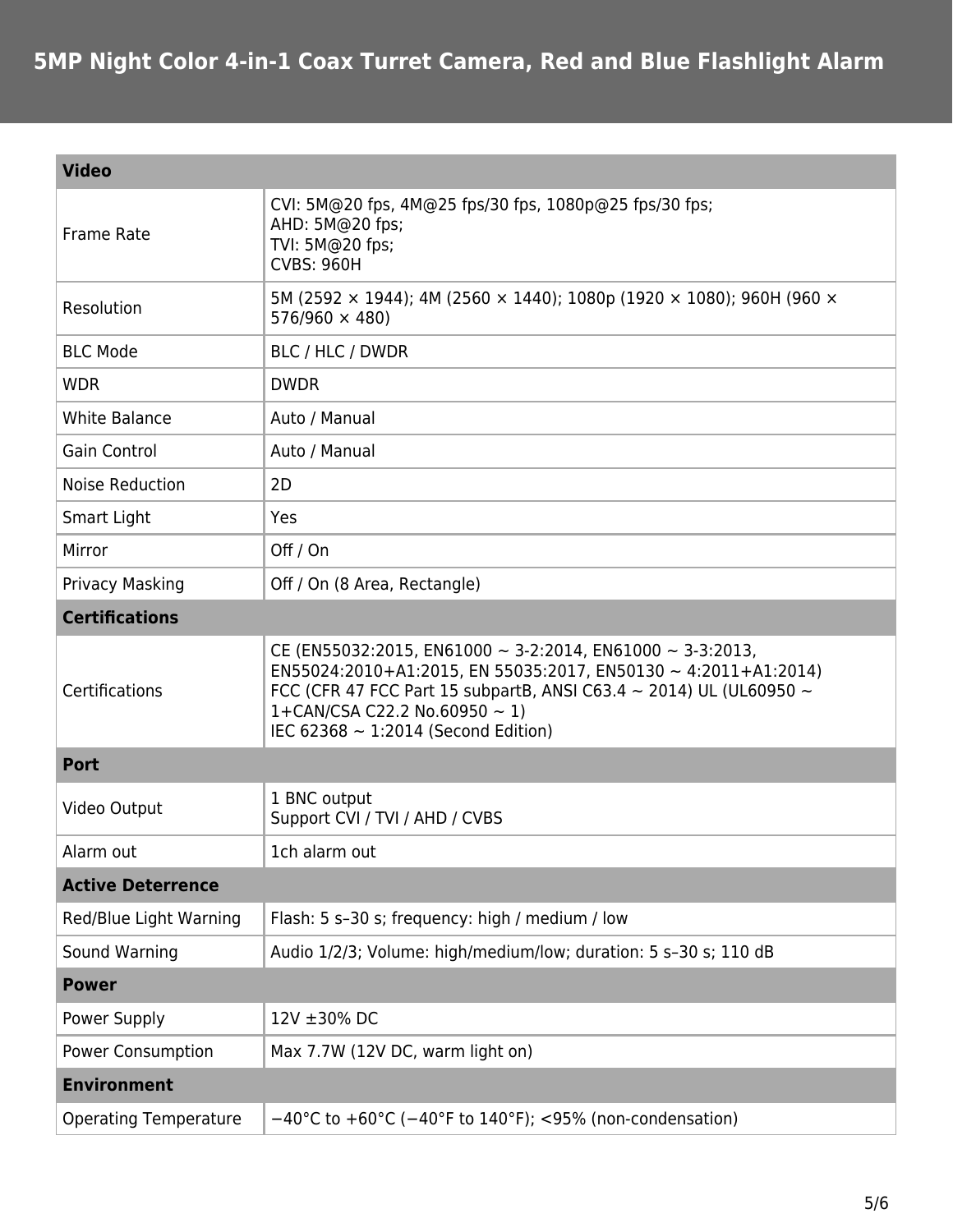# 5MP Night Color 4-in-1 Coax Turret Camera, Red and Blue Flashlight Alarm

| **Video** | |
|---|---|
| Frame Rate | CVI: 5M@20 fps, 4M@25 fps/30 fps, 1080p@25 fps/30 fps;<br>AHD: 5M@20 fps;<br>TVI: 5M@20 fps;<br>CVBS: 960H |
| Resolution | 5M (2592 × 1944); 4M (2560 × 1440); 1080p (1920 × 1080); 960H (960 × 576/960 × 480) |
| BLC Mode | BLC / HLC / DWDR |
| WDR | DWDR |
| White Balance | Auto / Manual |
| Gain Control | Auto / Manual |
| Noise Reduction | 2D |
| Smart Light | Yes |
| Mirror | Off / On |
| Privacy Masking | Off / On (8 Area, Rectangle) |
| **Certifications** | |
| Certifications | CE (EN55032:2015, EN61000 ~ 3-2:2014, EN61000 ~ 3-3:2013, EN55024:2010+A1:2015, EN 55035:2017, EN50130 ~ 4:2011+A1:2014)<br>FCC (CFR 47 FCC Part 15 subpartB, ANSI C63.4 ~ 2014) UL (UL60950 ~ 1+CAN/CSA C22.2 No.60950 ~ 1)<br>IEC 62368 ~ 1:2014 (Second Edition) |
| **Port** | |
| Video Output | 1 BNC output<br>Support CVI / TVI / AHD / CVBS |
| Alarm out | 1ch alarm out |
| **Active Deterrence** | |
| Red/Blue Light Warning | Flash: 5 s–30 s; frequency: high / medium / low |
| Sound Warning | Audio 1/2/3; Volume: high/medium/low; duration: 5 s–30 s; 110 dB |
| **Power** | |
| Power Supply | 12V ±30% DC |
| Power Consumption | Max 7.7W (12V DC, warm light on) |
| **Environment** | |
| Operating Temperature | −40°C to +60°C (−40°F to 140°F); <95% (non-condensation) |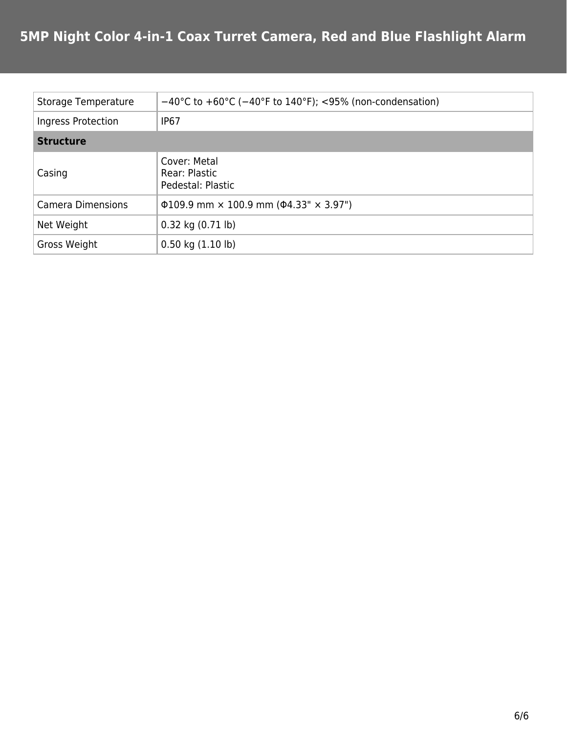| | |
|---|---|
| Storage Temperature | −40°C to +60°C (−40°F to 140°F); <95% (non-condensation) |
| Ingress Protection | IP67 |
| **Structure** | |
| Casing | Cover: Metal<br>Rear: Plastic<br>Pedestal: Plastic |
| Camera Dimensions | Φ109.9 mm × 100.9 mm (Φ4.33" × 3.97") |
| Net Weight | 0.32 kg (0.71 lb) |
| Gross Weight | 0.50 kg (1.10 lb) |